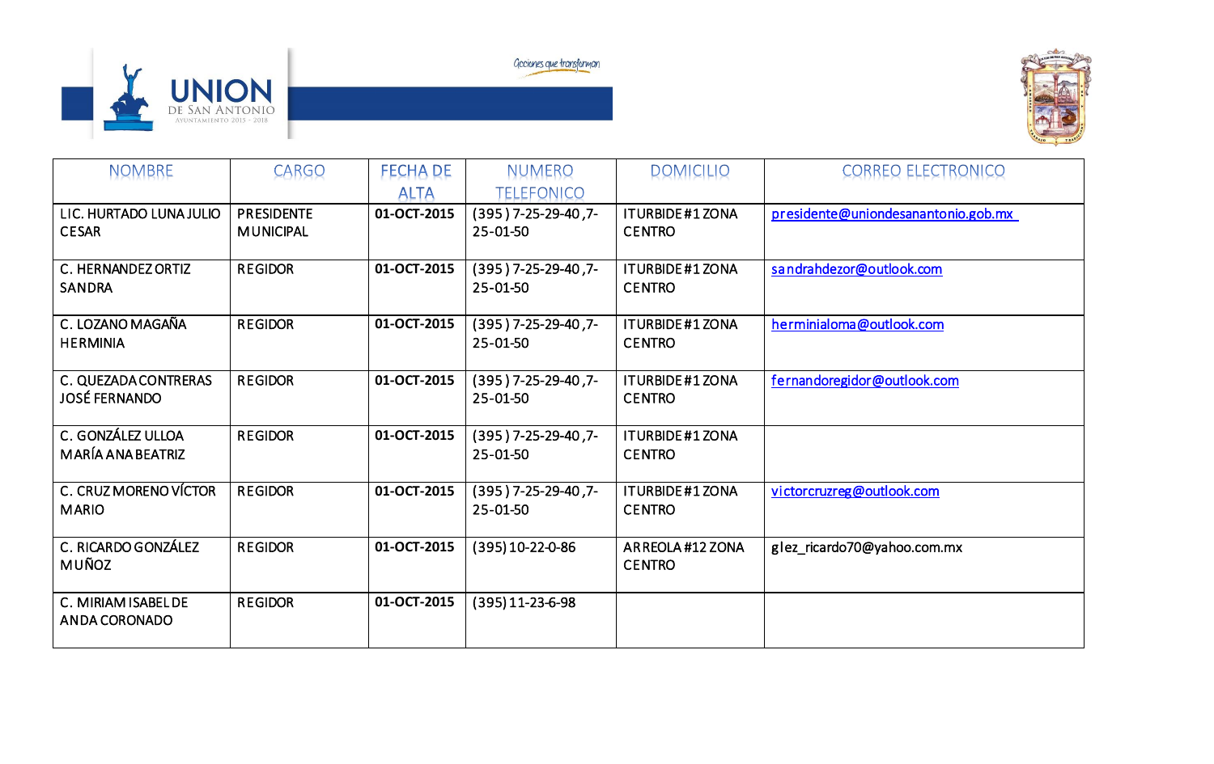UNION DE SAN ANTONIO
AYUNTAMIENTO 2015 - 2018

Acciones que transforman

| NOMBRE | CARGO | FECHA DE ALTA | NUMERO TELEFONICO | DOMICILIO | CORREO ELECTRONICO |
|---|---|---|---|---|---|
| LIC. HURTADO LUNA JULIO CESAR | PRESIDENTE MUNICIPAL | 01-OCT-2015 | (395 ) 7-25-29-40 ,7-25-01-50 | ITURBIDE #1 ZONA CENTRO | presidente@uniondesanantonio.gob.mx |
| C. HERNANDEZ ORTIZ SANDRA | REGIDOR | 01-OCT-2015 | (395 ) 7-25-29-40 ,7-25-01-50 | ITURBIDE #1 ZONA CENTRO | sandrahdezor@outlook.com |
| C. LOZANO MAGAÑA HERMINIA | REGIDOR | 01-OCT-2015 | (395 ) 7-25-29-40 ,7-25-01-50 | ITURBIDE #1 ZONA CENTRO | herminialoma@outlook.com |
| C. QUEZADA CONTRERAS JOSÉ FERNANDO | REGIDOR | 01-OCT-2015 | (395 ) 7-25-29-40 ,7-25-01-50 | ITURBIDE #1 ZONA CENTRO | fernandoregidor@outlook.com |
| C. GONZÁLEZ ULLOA MARÍA ANA BEATRIZ | REGIDOR | 01-OCT-2015 | (395 ) 7-25-29-40 ,7-25-01-50 | ITURBIDE #1 ZONA CENTRO | |
| C. CRUZ MORENO VÍCTOR MARIO | REGIDOR | 01-OCT-2015 | (395 ) 7-25-29-40 ,7-25-01-50 | ITURBIDE #1 ZONA CENTRO | victorcruzreg@outlook.com |
| C. RICARDO GONZÁLEZ MUÑOZ | REGIDOR | 01-OCT-2015 | (395) 10-22-0-86 | ARREOLA #12 ZONA CENTRO | glez_ricardo70@yahoo.com.mx |
| C. MIRIAM ISABEL DE ANDA CORONADO | REGIDOR | 01-OCT-2015 | (395) 11-23-6-98 | | |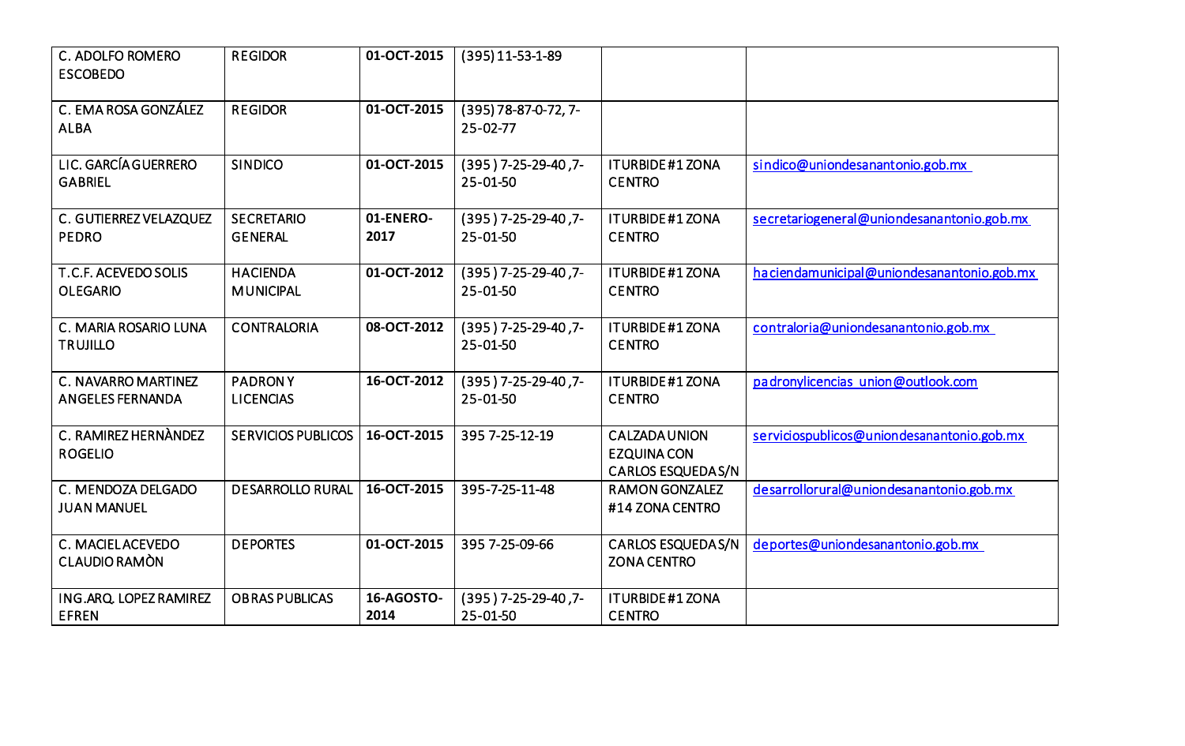| | | | | | |
|---|---|---|---|---|---|
| C. ADOLFO ROMERO ESCOBEDO | REGIDOR | **01-OCT-2015** | (395) 11-53-1-89 | | |
| C. EMA ROSA GONZÁLEZ ALBA | REGIDOR | **01-OCT-2015** | (395) 78-87-0-72, 7-25-02-77 | | |
| LIC. GARCÍA GUERRERO GABRIEL | SINDICO | **01-OCT-2015** | (395 ) 7-25-29-40 ,7-25-01-50 | ITURBIDE #1 ZONA CENTRO | sindico@uniondesanantonio.gob.mx |
| C. GUTIERREZ VELAZQUEZ PEDRO | SECRETARIO GENERAL | **01-ENERO-2017** | (395 ) 7-25-29-40 ,7-25-01-50 | ITURBIDE #1 ZONA CENTRO | secretariogeneral@uniondesanantonio.gob.mx |
| T.C.F. ACEVEDO SOLIS OLEGARIO | HACIENDA MUNICIPAL | **01-OCT-2012** | (395 ) 7-25-29-40 ,7-25-01-50 | ITURBIDE #1 ZONA CENTRO | haciendamunicipal@uniondesanantonio.gob.mx |
| C. MARIA ROSARIO LUNA TRUJILLO | CONTRALORIA | **08-OCT-2012** | (395 ) 7-25-29-40 ,7-25-01-50 | ITURBIDE #1 ZONA CENTRO | contraloria@uniondesanantonio.gob.mx |
| C. NAVARRO MARTINEZ ANGELES FERNANDA | PADRON Y LICENCIAS | **16-OCT-2012** | (395 ) 7-25-29-40 ,7-25-01-50 | ITURBIDE #1 ZONA CENTRO | padronylicencias_union@outlook.com |
| C. RAMIREZ HERNÀNDEZ ROGELIO | SERVICIOS PUBLICOS | **16-OCT-2015** | 395 7-25-12-19 | CALZADA UNION EZQUINA CON CARLOS ESQUEDA S/N | serviciospublicos@uniondesanantonio.gob.mx |
| C. MENDOZA DELGADO JUAN MANUEL | DESARROLLO RURAL | **16-OCT-2015** | 395-7-25-11-48 | RAMON GONZALEZ #14 ZONA CENTRO | desarrollorural@uniondesanantonio.gob.mx |
| C. MACIEL ACEVEDO CLAUDIO RAMÒN | DEPORTES | **01-OCT-2015** | 395 7-25-09-66 | CARLOS ESQUEDA S/N ZONA CENTRO | deportes@uniondesanantonio.gob.mx |
| ING.ARQ. LOPEZ RAMIREZ EFREN | OBRAS PUBLICAS | **16-AGOSTO-2014** | (395 ) 7-25-29-40 ,7-25-01-50 | ITURBIDE #1 ZONA CENTRO | |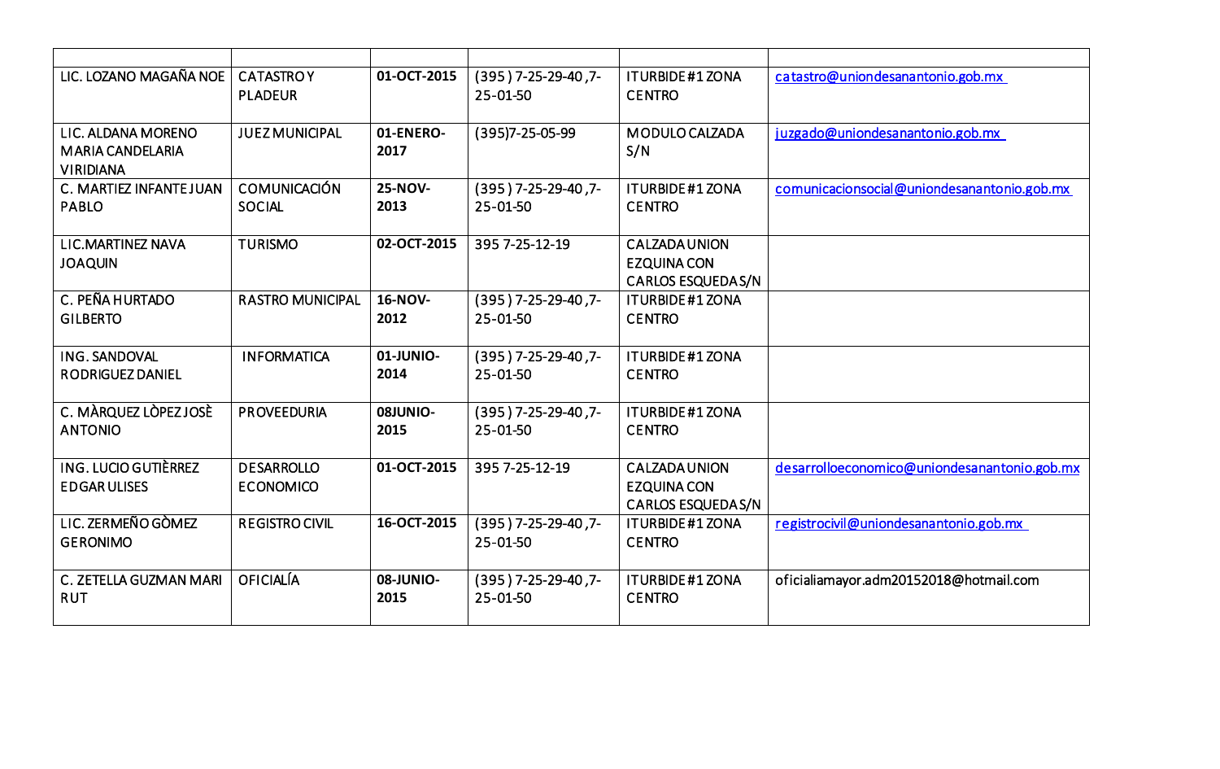| | | | | | |
|---|---|---|---|---|---|
| LIC. LOZANO MAGAÑA NOE | CATASTRO Y PLADEUR | **01-OCT-2015** | (395 ) 7-25-29-40 ,7-25-01-50 | ITURBIDE #1 ZONA CENTRO | catastro@uniondesanantonio.gob.mx |
| LIC. ALDANA MORENO MARIA CANDELARIA VIRIDIANA | JUEZ MUNICIPAL | **01-ENERO-2017** | (395)7-25-05-99 | MODULO CALZADA S/N | juzgado@uniondesanantonio.gob.mx |
| C. MARTIEZ INFANTE JUAN PABLO | COMUNICACIÓN SOCIAL | **25-NOV-2013** | (395 ) 7-25-29-40 ,7-25-01-50 | ITURBIDE #1 ZONA CENTRO | comunicacionsocial@uniondesanantonio.gob.mx |
| LIC.MARTINEZ NAVA JOAQUIN | TURISMO | **02-OCT-2015** | 395 7-25-12-19 | CALZADA UNION EZQUINA CON CARLOS ESQUEDA S/N | |
| C. PEÑA HURTADO GILBERTO | RASTRO MUNICIPAL | **16-NOV-2012** | (395 ) 7-25-29-40 ,7-25-01-50 | ITURBIDE #1 ZONA CENTRO | |
| ING. SANDOVAL RODRIGUEZ DANIEL | INFORMATICA | **01-JUNIO-2014** | (395 ) 7-25-29-40 ,7-25-01-50 | ITURBIDE #1 ZONA CENTRO | |
| C. MÀRQUEZ LÒPEZ JOSÈ ANTONIO | PROVEEDURIA | **08JUNIO-2015** | (395 ) 7-25-29-40 ,7-25-01-50 | ITURBIDE #1 ZONA CENTRO | |
| ING. LUCIO GUTIÈRREZ EDGAR ULISES | DESARROLLO ECONOMICO | **01-OCT-2015** | 395 7-25-12-19 | CALZADA UNION EZQUINA CON CARLOS ESQUEDA S/N | desarrolloeconomico@uniondesanantonio.gob.mx |
| LIC. ZERMEÑO GÒMEZ GERONIMO | REGISTRO CIVIL | **16-OCT-2015** | (395 ) 7-25-29-40 ,7-25-01-50 | ITURBIDE #1 ZONA CENTRO | registrocivil@uniondesanantonio.gob.mx |
| C. ZETELLA GUZMAN MARI RUT | OFICIALÍA | **08-JUNIO-2015** | (395 ) 7-25-29-40 ,7-25-01-50 | ITURBIDE #1 ZONA CENTRO | oficialiamayor.adm20152018@hotmail.com |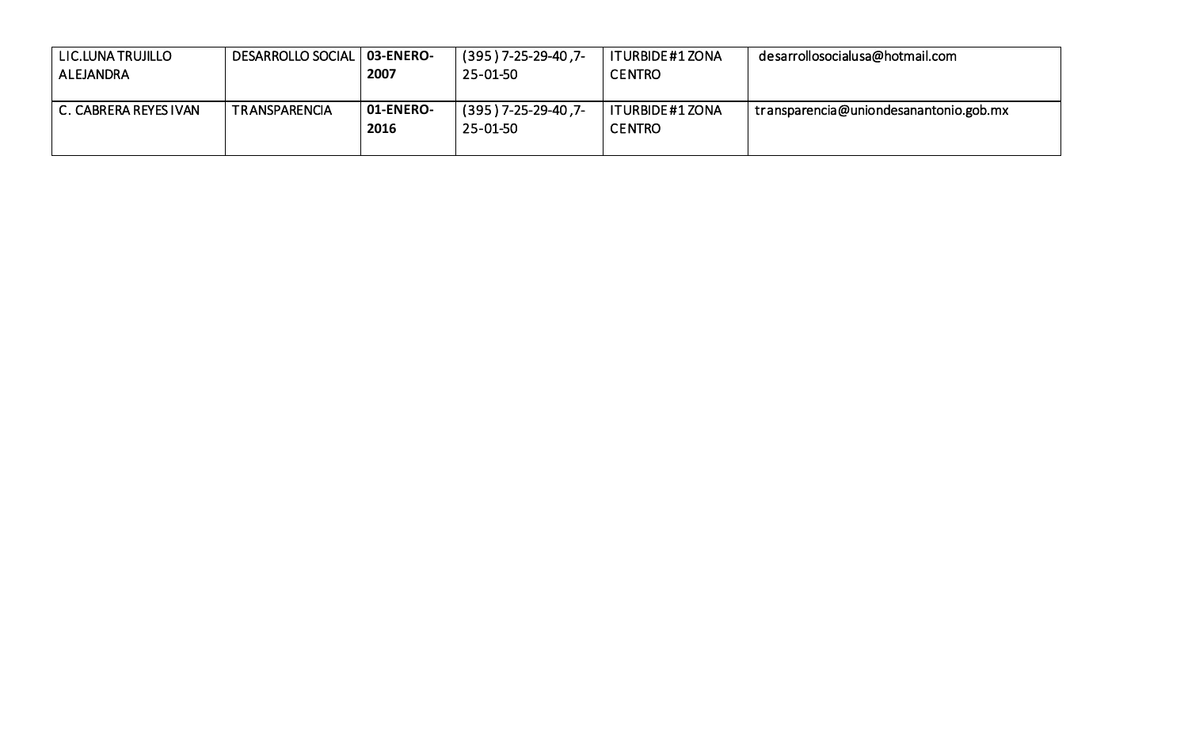| | | | | | |
|---|---|---|---|---|---|
| LIC.LUNA TRUJILLO ALEJANDRA | DESARROLLO SOCIAL | **03-ENERO-2007** | (395 ) 7-25-29-40 ,7-25-01-50 | ITURBIDE #1 ZONA CENTRO | desarrollosocialusa@hotmail.com |
| C. CABRERA REYES IVAN | TRANSPARENCIA | **01-ENERO-2016** | (395 ) 7-25-29-40 ,7-25-01-50 | ITURBIDE #1 ZONA CENTRO | transparencia@uniondesanantonio.gob.mx |